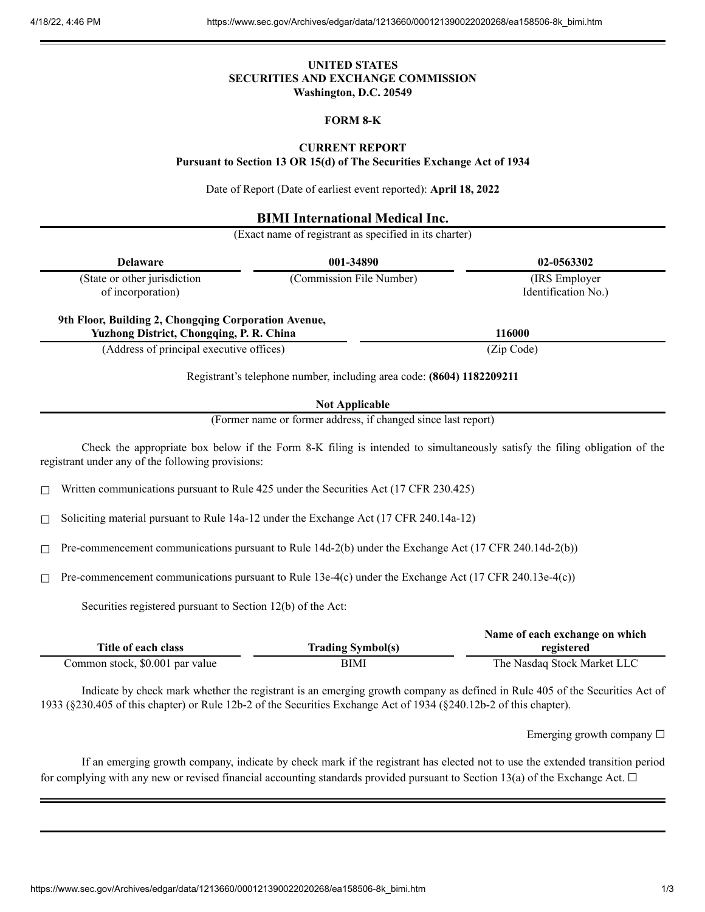**UNITED STATES**
**SECURITIES AND EXCHANGE COMMISSION**
**Washington, D.C. 20549**

**FORM 8-K**

**CURRENT REPORT**
**Pursuant to Section 13 OR 15(d) of The Securities Exchange Act of 1934**

Date of Report (Date of earliest event reported): **April 18, 2022**

**BIMI International Medical Inc.**
(Exact name of registrant as specified in its charter)

| **Delaware** | **001-34890** | **02-0563302** |
|---|---|---|
| (State or other jurisdiction of incorporation) | (Commission File Number) | (IRS Employer Identification No.) |

| **9th Floor, Building 2, Chongqing Corporation Avenue, Yuzhong District, Chongqing, P. R. China** | **116000** |
|---|---|
| (Address of principal executive offices) | (Zip Code) |

Registrant's telephone number, including area code: **(8604) 1182209211**

**Not Applicable**
(Former name or former address, if changed since last report)

Check the appropriate box below if the Form 8-K filing is intended to simultaneously satisfy the filing obligation of the registrant under any of the following provisions:

☐ Written communications pursuant to Rule 425 under the Securities Act (17 CFR 230.425)

☐ Soliciting material pursuant to Rule 14a-12 under the Exchange Act (17 CFR 240.14a-12)

☐ Pre-commencement communications pursuant to Rule 14d-2(b) under the Exchange Act (17 CFR 240.14d-2(b))

☐ Pre-commencement communications pursuant to Rule 13e-4(c) under the Exchange Act (17 CFR 240.13e-4(c))

Securities registered pursuant to Section 12(b) of the Act:

| Title of each class | Trading Symbol(s) | Name of each exchange on which registered |
|---|---|---|
| Common stock, $0.001 par value | BIMI | The Nasdaq Stock Market LLC |

Indicate by check mark whether the registrant is an emerging growth company as defined in Rule 405 of the Securities Act of 1933 (§230.405 of this chapter) or Rule 12b-2 of the Securities Exchange Act of 1934 (§240.12b-2 of this chapter).

Emerging growth company ☐

If an emerging growth company, indicate by check mark if the registrant has elected not to use the extended transition period for complying with any new or revised financial accounting standards provided pursuant to Section 13(a) of the Exchange Act. ☐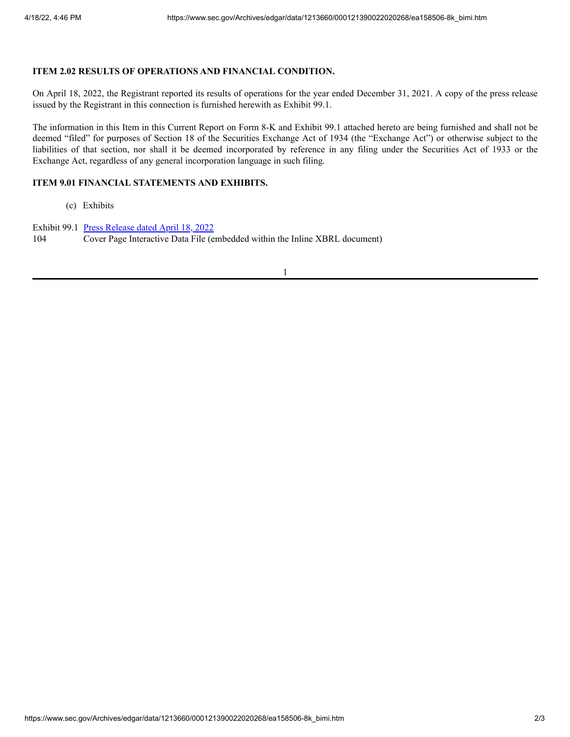**ITEM 2.02 RESULTS OF OPERATIONS AND FINANCIAL CONDITION.**

On April 18, 2022, the Registrant reported its results of operations for the year ended December 31, 2021. A copy of the press release issued by the Registrant in this connection is furnished herewith as Exhibit 99.1.

The information in this Item in this Current Report on Form 8-K and Exhibit 99.1 attached hereto are being furnished and shall not be deemed "filed" for purposes of Section 18 of the Securities Exchange Act of 1934 (the "Exchange Act") or otherwise subject to the liabilities of that section, nor shall it be deemed incorporated by reference in any filing under the Securities Act of 1933 or the Exchange Act, regardless of any general incorporation language in such filing.

**ITEM 9.01 FINANCIAL STATEMENTS AND EXHIBITS.**

(c) Exhibits

| | |
|---|---|
| Exhibit 99.1 | Press Release dated April 18, 2022 |
| 104 | Cover Page Interactive Data File (embedded within the Inline XBRL document) |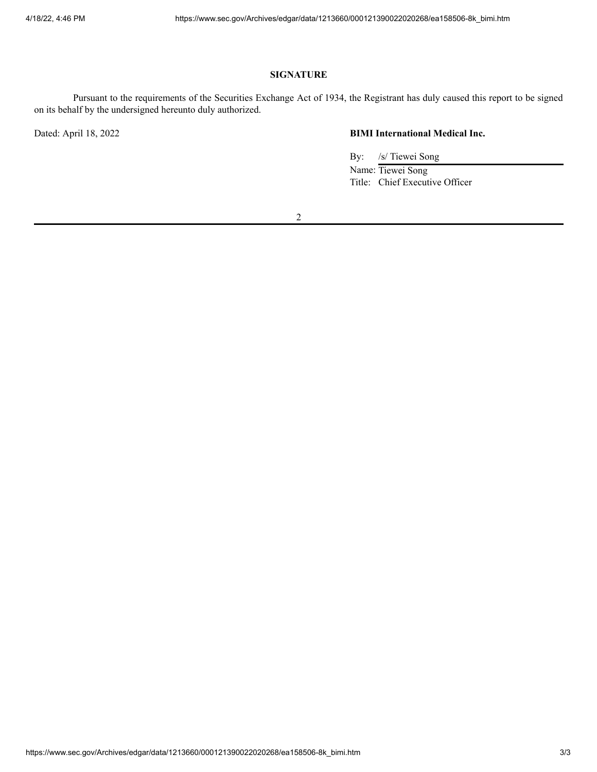**SIGNATURE**

Pursuant to the requirements of the Securities Exchange Act of 1934, the Registrant has duly caused this report to be signed on its behalf by the undersigned hereunto duly authorized.

Dated: April 18, 2022

**BIMI International Medical Inc.**

By: /s/ Tiewei Song

Name: Tiewei Song

Title: Chief Executive Officer